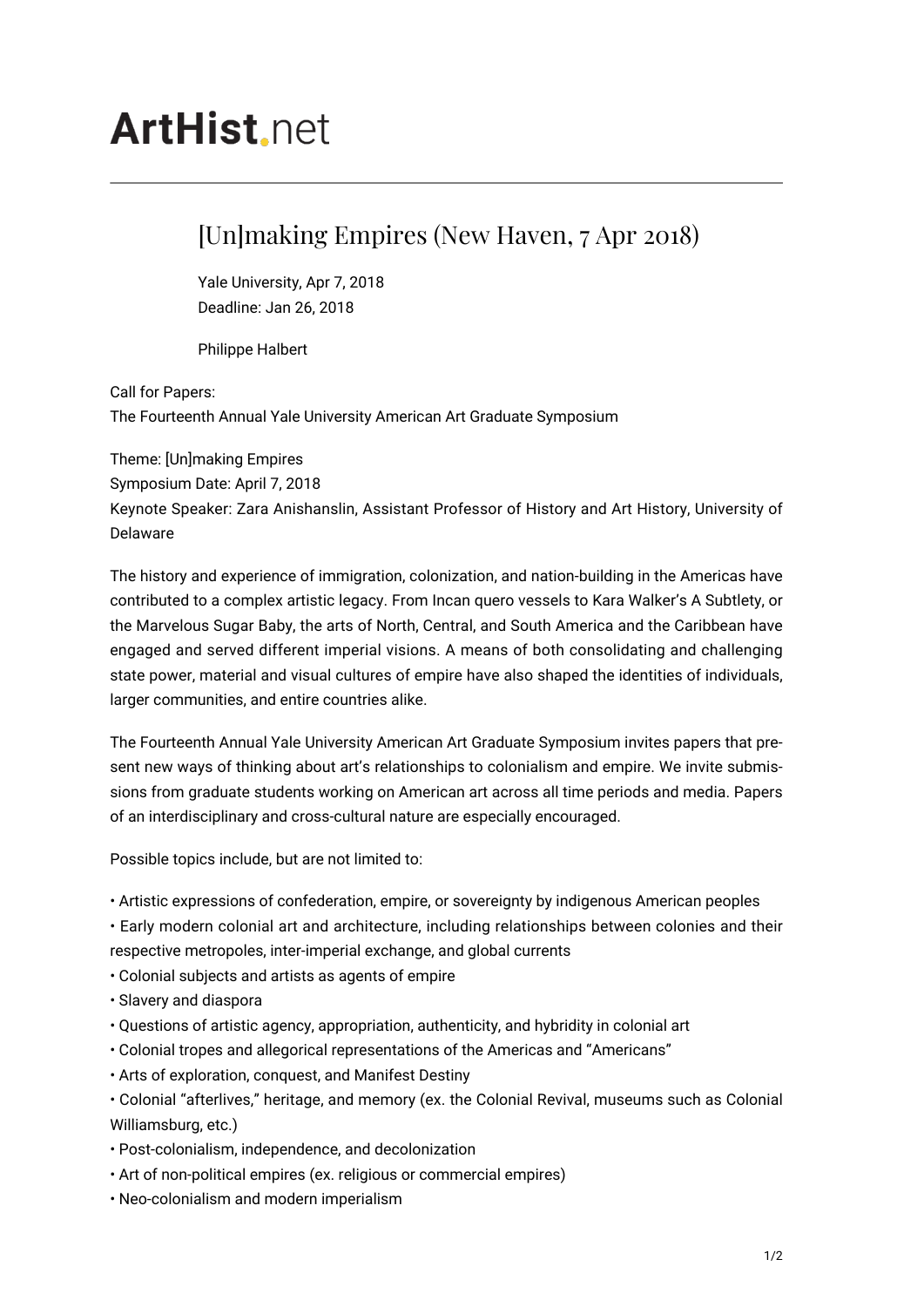# ArtHist.net

## [Un]making Empires (New Haven, 7 Apr 2018)

Yale University, Apr 7, 2018
Deadline: Jan 26, 2018

Philippe Halbert

Call for Papers:
The Fourteenth Annual Yale University American Art Graduate Symposium

Theme: [Un]making Empires
Symposium Date: April 7, 2018
Keynote Speaker: Zara Anishanslin, Assistant Professor of History and Art History, University of Delaware

The history and experience of immigration, colonization, and nation-building in the Americas have contributed to a complex artistic legacy. From Incan quero vessels to Kara Walker's A Subtlety, or the Marvelous Sugar Baby, the arts of North, Central, and South America and the Caribbean have engaged and served different imperial visions. A means of both consolidating and challenging state power, material and visual cultures of empire have also shaped the identities of individuals, larger communities, and entire countries alike.

The Fourteenth Annual Yale University American Art Graduate Symposium invites papers that present new ways of thinking about art's relationships to colonialism and empire. We invite submissions from graduate students working on American art across all time periods and media. Papers of an interdisciplinary and cross-cultural nature are especially encouraged.

Possible topics include, but are not limited to:

- Artistic expressions of confederation, empire, or sovereignty by indigenous American peoples
- Early modern colonial art and architecture, including relationships between colonies and their respective metropoles, inter-imperial exchange, and global currents
- Colonial subjects and artists as agents of empire
- Slavery and diaspora
- Questions of artistic agency, appropriation, authenticity, and hybridity in colonial art
- Colonial tropes and allegorical representations of the Americas and "Americans"
- Arts of exploration, conquest, and Manifest Destiny
- Colonial "afterlives," heritage, and memory (ex. the Colonial Revival, museums such as Colonial Williamsburg, etc.)
- Post-colonialism, independence, and decolonization
- Art of non-political empires (ex. religious or commercial empires)
- Neo-colonialism and modern imperialism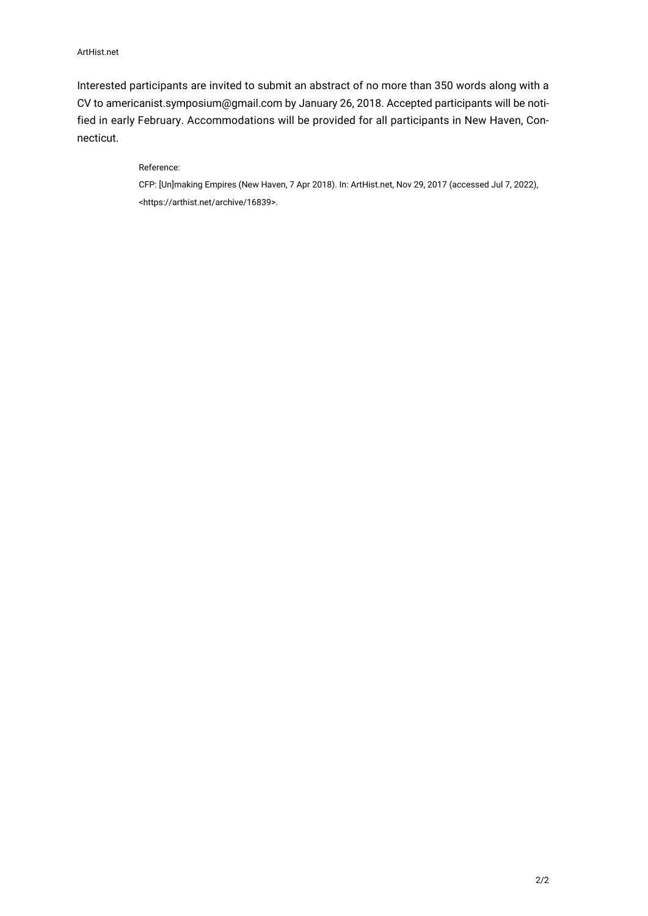Interested participants are invited to submit an abstract of no more than 350 words along with a CV to americanist.symposium@gmail.com by January 26, 2018. Accepted participants will be notified in early February. Accommodations will be provided for all participants in New Haven, Connecticut.

Reference:

CFP: [Un]making Empires (New Haven, 7 Apr 2018). In: ArtHist.net, Nov 29, 2017 (accessed Jul 7, 2022), <https://arthist.net/archive/16839>.